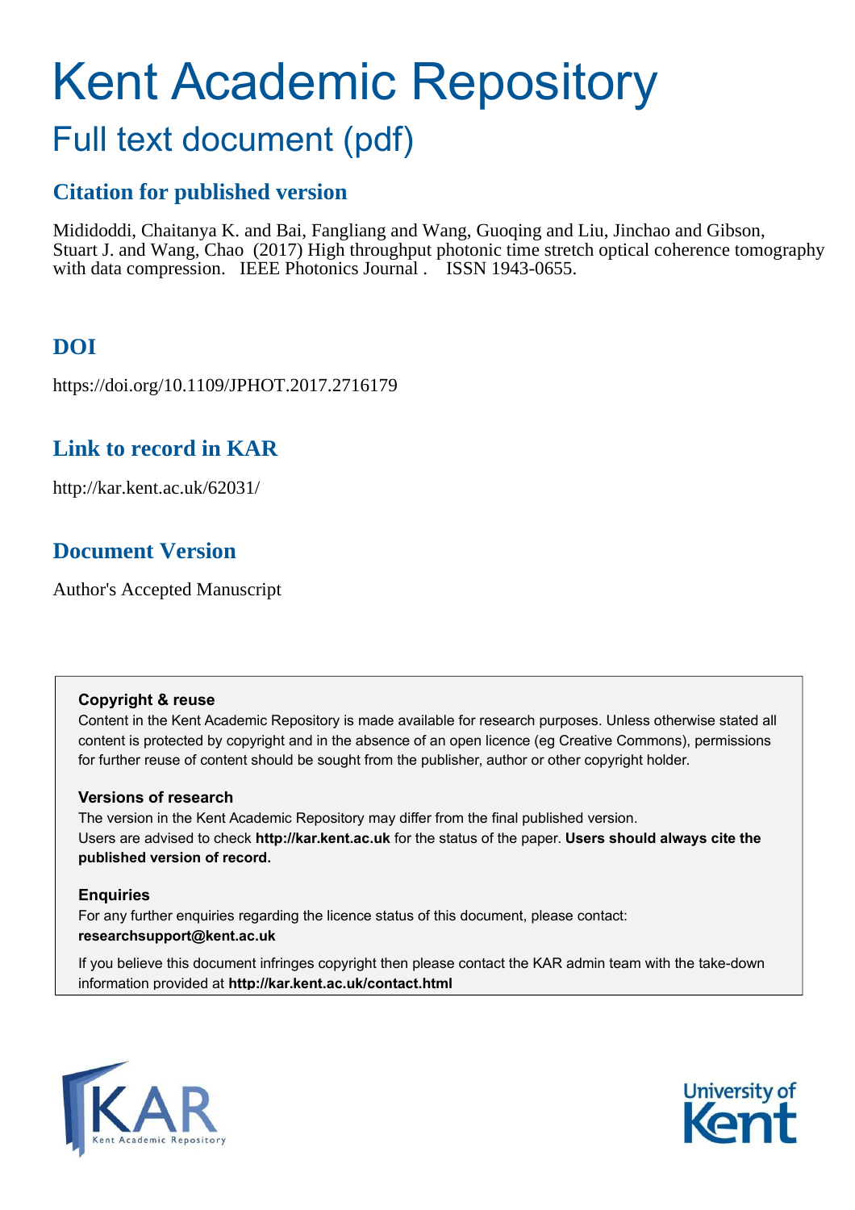# Kent Academic Repository

## Full text document (pdf)

### Citation for published version

Mididoddi, Chaitanya K. and Bai, Fangliang and Wang, Guoqing and Liu, Jinchao and Gibson, Stuart J. and Wang, Chao (2017) High throughput photonic time stretch optical coherence tomography with data compression. IEEE Photonics Journal . ISSN 1943-0655.

### DOI

https://doi.org/10.1109/JPHOT.2017.2716179

### Link to record in KAR

http://kar.kent.ac.uk/62031/

### Document Version

Author's Accepted Manuscript

**Copyright & reuse**

Content in the Kent Academic Repository is made available for research purposes. Unless otherwise stated all content is protected by copyright and in the absence of an open licence (eg Creative Commons), permissions for further reuse of content should be sought from the publisher, author or other copyright holder.

**Versions of research**

The version in the Kent Academic Repository may differ from the final published version. Users are advised to check **http://kar.kent.ac.uk** for the status of the paper. **Users should always cite the published version of record.**

**Enquiries**

For any further enquiries regarding the licence status of this document, please contact: **researchsupport@kent.ac.uk**

If you believe this document infringes copyright then please contact the KAR admin team with the take-down information provided at **http://kar.kent.ac.uk/contact.html**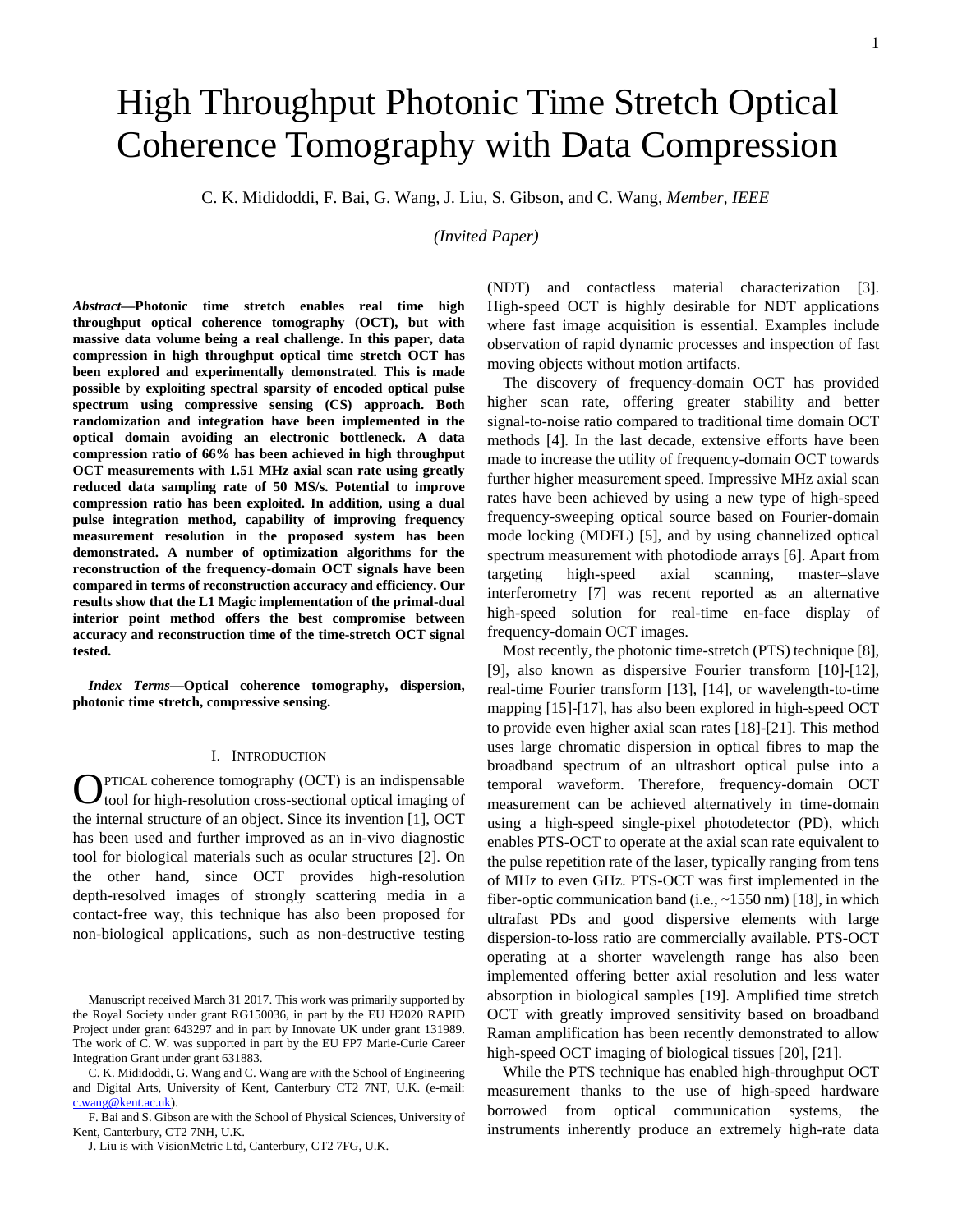# High Throughput Photonic Time Stretch Optical Coherence Tomography with Data Compression

C. K. Mididoddi, F. Bai, G. Wang, J. Liu, S. Gibson, and C. Wang, *Member, IEEE*

*(Invited Paper)*

***Abstract*—Photonic time stretch enables real time high throughput optical coherence tomography (OCT), but with massive data volume being a real challenge. In this paper, data compression in high throughput optical time stretch OCT has been explored and experimentally demonstrated. This is made possible by exploiting spectral sparsity of encoded optical pulse spectrum using compressive sensing (CS) approach. Both randomization and integration have been implemented in the optical domain avoiding an electronic bottleneck. A data compression ratio of 66% has been achieved in high throughput OCT measurements with 1.51 MHz axial scan rate using greatly reduced data sampling rate of 50 MS/s. Potential to improve compression ratio has been exploited. In addition, using a dual pulse integration method, capability of improving frequency measurement resolution in the proposed system has been demonstrated. A number of optimization algorithms for the reconstruction of the frequency-domain OCT signals have been compared in terms of reconstruction accuracy and efficiency. Our results show that the L1 Magic implementation of the primal-dual interior point method offers the best compromise between accuracy and reconstruction time of the time-stretch OCT signal tested.**

***Index Terms*—Optical coherence tomography, dispersion, photonic time stretch, compressive sensing.**

## I. Introduction

OPTICAL coherence tomography (OCT) is an indispensable tool for high-resolution cross-sectional optical imaging of the internal structure of an object. Since its invention [1], OCT has been used and further improved as an in-vivo diagnostic tool for biological materials such as ocular structures [2]. On the other hand, since OCT provides high-resolution depth-resolved images of strongly scattering media in a contact-free way, this technique has also been proposed for non-biological applications, such as non-destructive testing (NDT) and contactless material characterization [3]. High-speed OCT is highly desirable for NDT applications where fast image acquisition is essential. Examples include observation of rapid dynamic processes and inspection of fast moving objects without motion artifacts.

The discovery of frequency-domain OCT has provided higher scan rate, offering greater stability and better signal-to-noise ratio compared to traditional time domain OCT methods [4]. In the last decade, extensive efforts have been made to increase the utility of frequency-domain OCT towards further higher measurement speed. Impressive MHz axial scan rates have been achieved by using a new type of high-speed frequency-sweeping optical source based on Fourier-domain mode locking (MDFL) [5], and by using channelized optical spectrum measurement with photodiode arrays [6]. Apart from targeting high-speed axial scanning, master–slave interferometry [7] was recent reported as an alternative high-speed solution for real-time en-face display of frequency-domain OCT images.

Most recently, the photonic time-stretch (PTS) technique [8], [9], also known as dispersive Fourier transform [10]-[12], real-time Fourier transform [13], [14], or wavelength-to-time mapping [15]-[17], has also been explored in high-speed OCT to provide even higher axial scan rates [18]-[21]. This method uses large chromatic dispersion in optical fibres to map the broadband spectrum of an ultrashort optical pulse into a temporal waveform. Therefore, frequency-domain OCT measurement can be achieved alternatively in time-domain using a high-speed single-pixel photodetector (PD), which enables PTS-OCT to operate at the axial scan rate equivalent to the pulse repetition rate of the laser, typically ranging from tens of MHz to even GHz. PTS-OCT was first implemented in the fiber-optic communication band (i.e., ~1550 nm) [18], in which ultrafast PDs and good dispersive elements with large dispersion-to-loss ratio are commercially available. PTS-OCT operating at a shorter wavelength range has also been implemented offering better axial resolution and less water absorption in biological samples [19]. Amplified time stretch OCT with greatly improved sensitivity based on broadband Raman amplification has been recently demonstrated to allow high-speed OCT imaging of biological tissues [20], [21].

While the PTS technique has enabled high-throughput OCT measurement thanks to the use of high-speed hardware borrowed from optical communication systems, the instruments inherently produce an extremely high-rate data

Manuscript received March 31 2017. This work was primarily supported by the Royal Society under grant RG150036, in part by the EU H2020 RAPID Project under grant 643297 and in part by Innovate UK under grant 131989. The work of C. W. was supported in part by the EU FP7 Marie-Curie Career Integration Grant under grant 631883.

C. K. Mididoddi, G. Wang and C. Wang are with the School of Engineering and Digital Arts, University of Kent, Canterbury CT2 7NT, U.K. (e-mail: c.wang@kent.ac.uk).

F. Bai and S. Gibson are with the School of Physical Sciences, University of Kent, Canterbury, CT2 7NH, U.K.

J. Liu is with VisionMetric Ltd, Canterbury, CT2 7FG, U.K.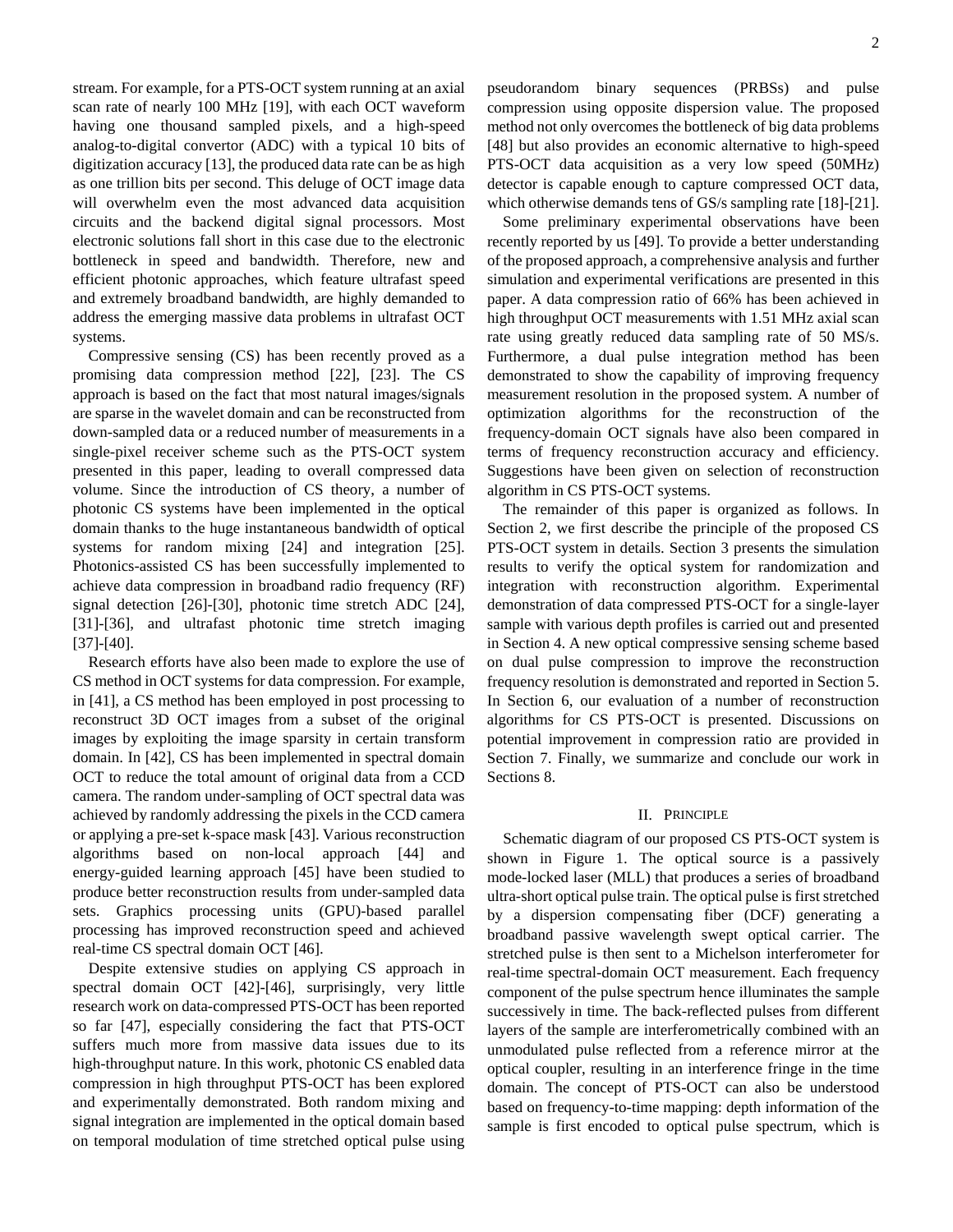stream. For example, for a PTS-OCT system running at an axial scan rate of nearly 100 MHz [19], with each OCT waveform having one thousand sampled pixels, and a high-speed analog-to-digital convertor (ADC) with a typical 10 bits of digitization accuracy [13], the produced data rate can be as high as one trillion bits per second. This deluge of OCT image data will overwhelm even the most advanced data acquisition circuits and the backend digital signal processors. Most electronic solutions fall short in this case due to the electronic bottleneck in speed and bandwidth. Therefore, new and efficient photonic approaches, which feature ultrafast speed and extremely broadband bandwidth, are highly demanded to address the emerging massive data problems in ultrafast OCT systems.

Compressive sensing (CS) has been recently proved as a promising data compression method [22], [23]. The CS approach is based on the fact that most natural images/signals are sparse in the wavelet domain and can be reconstructed from down-sampled data or a reduced number of measurements in a single-pixel receiver scheme such as the PTS-OCT system presented in this paper, leading to overall compressed data volume. Since the introduction of CS theory, a number of photonic CS systems have been implemented in the optical domain thanks to the huge instantaneous bandwidth of optical systems for random mixing [24] and integration [25]. Photonics-assisted CS has been successfully implemented to achieve data compression in broadband radio frequency (RF) signal detection [26]-[30], photonic time stretch ADC [24], [31]-[36], and ultrafast photonic time stretch imaging [37]-[40].

Research efforts have also been made to explore the use of CS method in OCT systems for data compression. For example, in [41], a CS method has been employed in post processing to reconstruct 3D OCT images from a subset of the original images by exploiting the image sparsity in certain transform domain. In [42], CS has been implemented in spectral domain OCT to reduce the total amount of original data from a CCD camera. The random under-sampling of OCT spectral data was achieved by randomly addressing the pixels in the CCD camera or applying a pre-set k-space mask [43]. Various reconstruction algorithms based on non-local approach [44] and energy-guided learning approach [45] have been studied to produce better reconstruction results from under-sampled data sets. Graphics processing units (GPU)-based parallel processing has improved reconstruction speed and achieved real-time CS spectral domain OCT [46].

Despite extensive studies on applying CS approach in spectral domain OCT [42]-[46], surprisingly, very little research work on data-compressed PTS-OCT has been reported so far [47], especially considering the fact that PTS-OCT suffers much more from massive data issues due to its high-throughput nature. In this work, photonic CS enabled data compression in high throughput PTS-OCT has been explored and experimentally demonstrated. Both random mixing and signal integration are implemented in the optical domain based on temporal modulation of time stretched optical pulse using pseudorandom binary sequences (PRBSs) and pulse compression using opposite dispersion value. The proposed method not only overcomes the bottleneck of big data problems [48] but also provides an economic alternative to high-speed PTS-OCT data acquisition as a very low speed (50MHz) detector is capable enough to capture compressed OCT data, which otherwise demands tens of GS/s sampling rate [18]-[21].

Some preliminary experimental observations have been recently reported by us [49]. To provide a better understanding of the proposed approach, a comprehensive analysis and further simulation and experimental verifications are presented in this paper. A data compression ratio of 66% has been achieved in high throughput OCT measurements with 1.51 MHz axial scan rate using greatly reduced data sampling rate of 50 MS/s. Furthermore, a dual pulse integration method has been demonstrated to show the capability of improving frequency measurement resolution in the proposed system. A number of optimization algorithms for the reconstruction of the frequency-domain OCT signals have also been compared in terms of frequency reconstruction accuracy and efficiency. Suggestions have been given on selection of reconstruction algorithm in CS PTS-OCT systems.

The remainder of this paper is organized as follows. In Section 2, we first describe the principle of the proposed CS PTS-OCT system in details. Section 3 presents the simulation results to verify the optical system for randomization and integration with reconstruction algorithm. Experimental demonstration of data compressed PTS-OCT for a single-layer sample with various depth profiles is carried out and presented in Section 4. A new optical compressive sensing scheme based on dual pulse compression to improve the reconstruction frequency resolution is demonstrated and reported in Section 5. In Section 6, our evaluation of a number of reconstruction algorithms for CS PTS-OCT is presented. Discussions on potential improvement in compression ratio are provided in Section 7. Finally, we summarize and conclude our work in Sections 8.

## II. Principle

Schematic diagram of our proposed CS PTS-OCT system is shown in Figure 1. The optical source is a passively mode-locked laser (MLL) that produces a series of broadband ultra-short optical pulse train. The optical pulse is first stretched by a dispersion compensating fiber (DCF) generating a broadband passive wavelength swept optical carrier. The stretched pulse is then sent to a Michelson interferometer for real-time spectral-domain OCT measurement. Each frequency component of the pulse spectrum hence illuminates the sample successively in time. The back-reflected pulses from different layers of the sample are interferometrically combined with an unmodulated pulse reflected from a reference mirror at the optical coupler, resulting in an interference fringe in the time domain. The concept of PTS-OCT can also be understood based on frequency-to-time mapping: depth information of the sample is first encoded to optical pulse spectrum, which is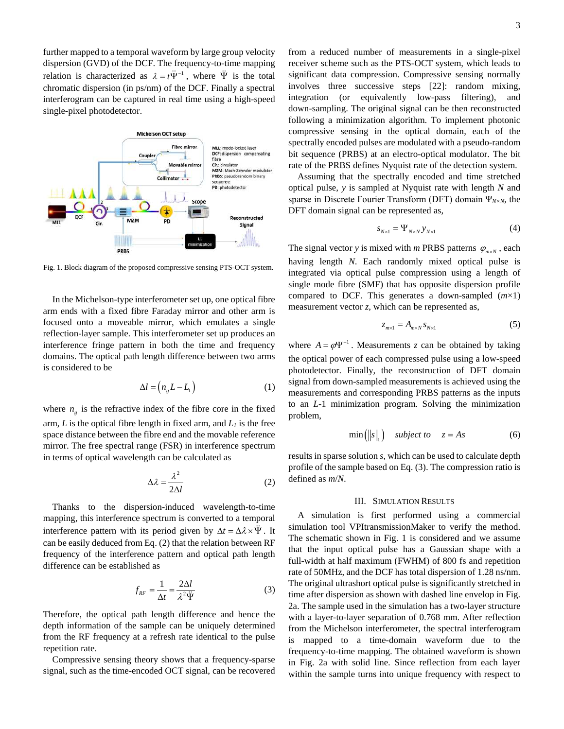further mapped to a temporal waveform by large group velocity dispersion (GVD) of the DCF. The frequency-to-time mapping relation is characterized as $\lambda = t\ddot{\Psi}^{-1}$, where $\ddot{\Psi}$ is the total chromatic dispersion (in ps/nm) of the DCF. Finally a spectral interferogram can be captured in real time using a high-speed single-pixel photodetector.

Fig. 1. Block diagram of the proposed compressive sensing PTS-OCT system.

In the Michelson-type interferometer set up, one optical fibre arm ends with a fixed fibre Faraday mirror and other arm is focused onto a moveable mirror, which emulates a single reflection-layer sample. This interferometer set up produces an interference fringe pattern in both the time and frequency domains. The optical path length difference between two arms is considered to be

$$\Delta l = \left(n_g L - L_1\right) \tag{1}$$

where $n_g$ is the refractive index of the fibre core in the fixed arm, $L$ is the optical fibre length in fixed arm, and $L_1$ is the free space distance between the fibre end and the movable reference mirror. The free spectral range (FSR) in interference spectrum in terms of optical wavelength can be calculated as

$$\Delta\lambda = \frac{\lambda^2}{2\Delta l} \tag{2}$$

Thanks to the dispersion-induced wavelength-to-time mapping, this interference spectrum is converted to a temporal interference pattern with its period given by $\Delta t = \Delta\lambda \times \ddot{\Psi}$. It can be easily deduced from Eq. (2) that the relation between RF frequency of the interference pattern and optical path length difference can be established as

$$f_{RF} = \frac{1}{\Delta t} = \frac{2\Delta l}{\lambda^2 \ddot{\Psi}} \tag{3}$$

Therefore, the optical path length difference and hence the depth information of the sample can be uniquely determined from the RF frequency at a refresh rate identical to the pulse repetition rate.

Compressive sensing theory shows that a frequency-sparse signal, such as the time-encoded OCT signal, can be recovered from a reduced number of measurements in a single-pixel receiver scheme such as the PTS-OCT system, which leads to significant data compression. Compressive sensing normally involves three successive steps [22]: random mixing, integration (or equivalently low-pass filtering), and down-sampling. The original signal can be then reconstructed following a minimization algorithm. To implement photonic compressive sensing in the optical domain, each of the spectrally encoded pulses are modulated with a pseudo-random bit sequence (PRBS) at an electro-optical modulator. The bit rate of the PRBS defines Nyquist rate of the detection system.

Assuming that the spectrally encoded and time stretched optical pulse, $y$ is sampled at Nyquist rate with length $N$ and sparse in Discrete Fourier Transform (DFT) domain $\Psi_{N\times N}$, the DFT domain signal can be represented as,

$$s_{N\times 1} = \Psi_{N\times N}\, y_{N\times 1} \tag{4}$$

The signal vector $y$ is mixed with $m$ PRBS patterns $\varphi_{m\times N}$, each having length $N$. Each randomly mixed optical pulse is integrated via optical pulse compression using a length of single mode fibre (SMF) that has opposite dispersion profile compared to DCF. This generates a down-sampled ($m\times 1$) measurement vector $z$, which can be represented as,

$$z_{m\times 1} = A_{m\times N}\, s_{N\times 1} \tag{5}$$

where $A = \varphi\Psi^{-1}$. Measurements $z$ can be obtained by taking the optical power of each compressed pulse using a low-speed photodetector. Finally, the reconstruction of DFT domain signal from down-sampled measurements is achieved using the measurements and corresponding PRBS patterns as the inputs to an $L$-1 minimization program. Solving the minimization problem,

$$\min\left(\|s\|_1\right) \quad \textit{subject to} \quad z = As \tag{6}$$

results in sparse solution $s$, which can be used to calculate depth profile of the sample based on Eq. (3). The compression ratio is defined as $m/N$.

## III. Simulation Results

A simulation is first performed using a commercial simulation tool VPItransmissionMaker to verify the method. The schematic shown in Fig. 1 is considered and we assume that the input optical pulse has a Gaussian shape with a full-width at half maximum (FWHM) of 800 fs and repetition rate of 50MHz, and the DCF has total dispersion of 1.28 ns/nm. The original ultrashort optical pulse is significantly stretched in time after dispersion as shown with dashed line envelop in Fig. 2a. The sample used in the simulation has a two-layer structure with a layer-to-layer separation of 0.768 mm. After reflection from the Michelson interferometer, the spectral interferogram is mapped to a time-domain waveform due to the frequency-to-time mapping. The obtained waveform is shown in Fig. 2a with solid line. Since reflection from each layer within the sample turns into unique frequency with respect to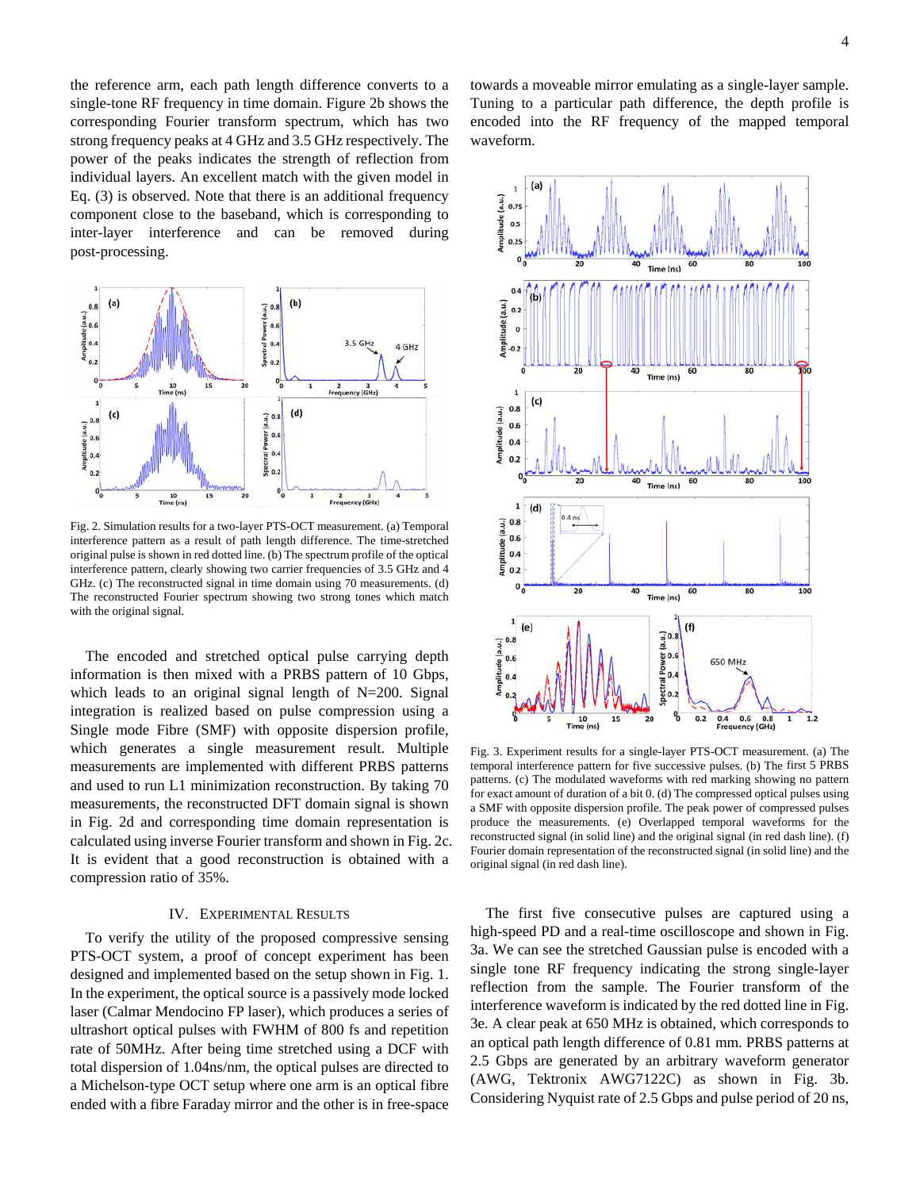the reference arm, each path length difference converts to a single-tone RF frequency in time domain. Figure 2b shows the corresponding Fourier transform spectrum, which has two strong frequency peaks at 4 GHz and 3.5 GHz respectively. The power of the peaks indicates the strength of reflection from individual layers. An excellent match with the given model in Eq. (3) is observed. Note that there is an additional frequency component close to the baseband, which is corresponding to inter-layer interference and can be removed during post-processing.

Fig. 2. Simulation results for a two-layer PTS-OCT measurement. (a) Temporal interference pattern as a result of path length difference. The time-stretched original pulse is shown in red dotted line. (b) The spectrum profile of the optical interference pattern, clearly showing two carrier frequencies of 3.5 GHz and 4 GHz. (c) The reconstructed signal in time domain using 70 measurements. (d) The reconstructed Fourier spectrum showing two strong tones which match with the original signal.

The encoded and stretched optical pulse carrying depth information is then mixed with a PRBS pattern of 10 Gbps, which leads to an original signal length of N=200. Signal integration is realized based on pulse compression using a Single mode Fibre (SMF) with opposite dispersion profile, which generates a single measurement result. Multiple measurements are implemented with different PRBS patterns and used to run L1 minimization reconstruction. By taking 70 measurements, the reconstructed DFT domain signal is shown in Fig. 2d and corresponding time domain representation is calculated using inverse Fourier transform and shown in Fig. 2c. It is evident that a good reconstruction is obtained with a compression ratio of 35%.

## IV. Experimental Results

To verify the utility of the proposed compressive sensing PTS-OCT system, a proof of concept experiment has been designed and implemented based on the setup shown in Fig. 1. In the experiment, the optical source is a passively mode locked laser (Calmar Mendocino FP laser), which produces a series of ultrashort optical pulses with FWHM of 800 fs and repetition rate of 50MHz. After being time stretched using a DCF with total dispersion of 1.04ns/nm, the optical pulses are directed to a Michelson-type OCT setup where one arm is an optical fibre ended with a fibre Faraday mirror and the other is in free-space towards a moveable mirror emulating as a single-layer sample. Tuning to a particular path difference, the depth profile is encoded into the RF frequency of the mapped temporal waveform.

Fig. 3. Experiment results for a single-layer PTS-OCT measurement. (a) The temporal interference pattern for five successive pulses. (b) The first 5 PRBS patterns. (c) The modulated waveforms with red marking showing no pattern for exact amount of duration of a bit 0. (d) The compressed optical pulses using a SMF with opposite dispersion profile. The peak power of compressed pulses produce the measurements. (e) Overlapped temporal waveforms for the reconstructed signal (in solid line) and the original signal (in red dash line). (f) Fourier domain representation of the reconstructed signal (in solid line) and the original signal (in red dash line).

The first five consecutive pulses are captured using a high-speed PD and a real-time oscilloscope and shown in Fig. 3a. We can see the stretched Gaussian pulse is encoded with a single tone RF frequency indicating the strong single-layer reflection from the sample. The Fourier transform of the interference waveform is indicated by the red dotted line in Fig. 3e. A clear peak at 650 MHz is obtained, which corresponds to an optical path length difference of 0.81 mm. PRBS patterns at 2.5 Gbps are generated by an arbitrary waveform generator (AWG, Tektronix AWG7122C) as shown in Fig. 3b. Considering Nyquist rate of 2.5 Gbps and pulse period of 20 ns,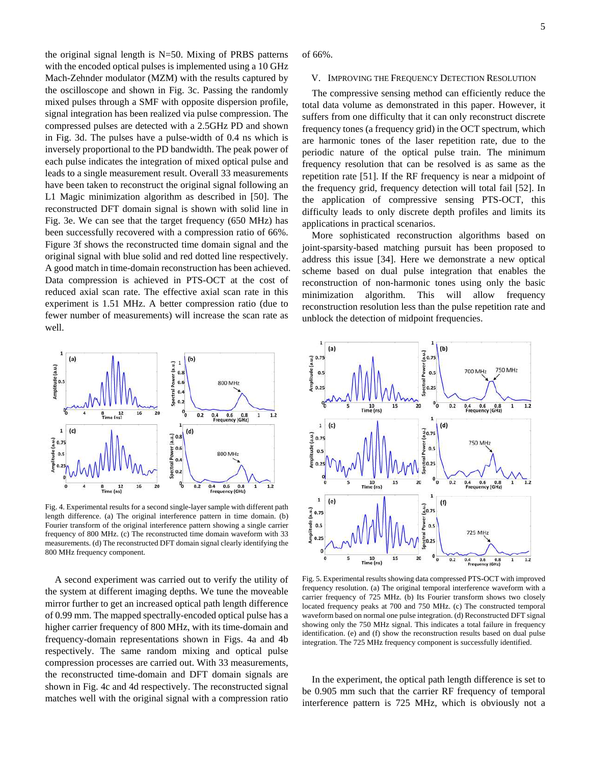the original signal length is N=50. Mixing of PRBS patterns with the encoded optical pulses is implemented using a 10 GHz Mach-Zehnder modulator (MZM) with the results captured by the oscilloscope and shown in Fig. 3c. Passing the randomly mixed pulses through a SMF with opposite dispersion profile, signal integration has been realized via pulse compression. The compressed pulses are detected with a 2.5GHz PD and shown in Fig. 3d. The pulses have a pulse-width of 0.4 ns which is inversely proportional to the PD bandwidth. The peak power of each pulse indicates the integration of mixed optical pulse and leads to a single measurement result. Overall 33 measurements have been taken to reconstruct the original signal following an L1 Magic minimization algorithm as described in [50]. The reconstructed DFT domain signal is shown with solid line in Fig. 3e. We can see that the target frequency (650 MHz) has been successfully recovered with a compression ratio of 66%. Figure 3f shows the reconstructed time domain signal and the original signal with blue solid and red dotted line respectively. A good match in time-domain reconstruction has been achieved. Data compression is achieved in PTS-OCT at the cost of reduced axial scan rate. The effective axial scan rate in this experiment is 1.51 MHz. A better compression ratio (due to fewer number of measurements) will increase the scan rate as well.

Fig. 4. Experimental results for a second single-layer sample with different path length difference. (a) The original interference pattern in time domain. (b) Fourier transform of the original interference pattern showing a single carrier frequency of 800 MHz. (c) The reconstructed time domain waveform with 33 measurements. (d) The reconstructed DFT domain signal clearly identifying the 800 MHz frequency component.

A second experiment was carried out to verify the utility of the system at different imaging depths. We tune the moveable mirror further to get an increased optical path length difference of 0.99 mm. The mapped spectrally-encoded optical pulse has a higher carrier frequency of 800 MHz, with its time-domain and frequency-domain representations shown in Figs. 4a and 4b respectively. The same random mixing and optical pulse compression processes are carried out. With 33 measurements, the reconstructed time-domain and DFT domain signals are shown in Fig. 4c and 4d respectively. The reconstructed signal matches well with the original signal with a compression ratio of 66%.

## V. Improving the Frequency Detection Resolution

The compressive sensing method can efficiently reduce the total data volume as demonstrated in this paper. However, it suffers from one difficulty that it can only reconstruct discrete frequency tones (a frequency grid) in the OCT spectrum, which are harmonic tones of the laser repetition rate, due to the periodic nature of the optical pulse train. The minimum frequency resolution that can be resolved is as same as the repetition rate [51]. If the RF frequency is near a midpoint of the frequency grid, frequency detection will total fail [52]. In the application of compressive sensing PTS-OCT, this difficulty leads to only discrete depth profiles and limits its applications in practical scenarios.

More sophisticated reconstruction algorithms based on joint-sparsity-based matching pursuit has been proposed to address this issue [34]. Here we demonstrate a new optical scheme based on dual pulse integration that enables the reconstruction of non-harmonic tones using only the basic minimization algorithm. This will allow frequency reconstruction resolution less than the pulse repetition rate and unblock the detection of midpoint frequencies.

Fig. 5. Experimental results showing data compressed PTS-OCT with improved frequency resolution. (a) The original temporal interference waveform with a carrier frequency of 725 MHz. (b) Its Fourier transform shows two closely located frequency peaks at 700 and 750 MHz. (c) The constructed temporal waveform based on normal one pulse integration. (d) Reconstructed DFT signal showing only the 750 MHz signal. This indicates a total failure in frequency identification. (e) and (f) show the reconstruction results based on dual pulse integration. The 725 MHz frequency component is successfully identified.

In the experiment, the optical path length difference is set to be 0.905 mm such that the carrier RF frequency of temporal interference pattern is 725 MHz, which is obviously not a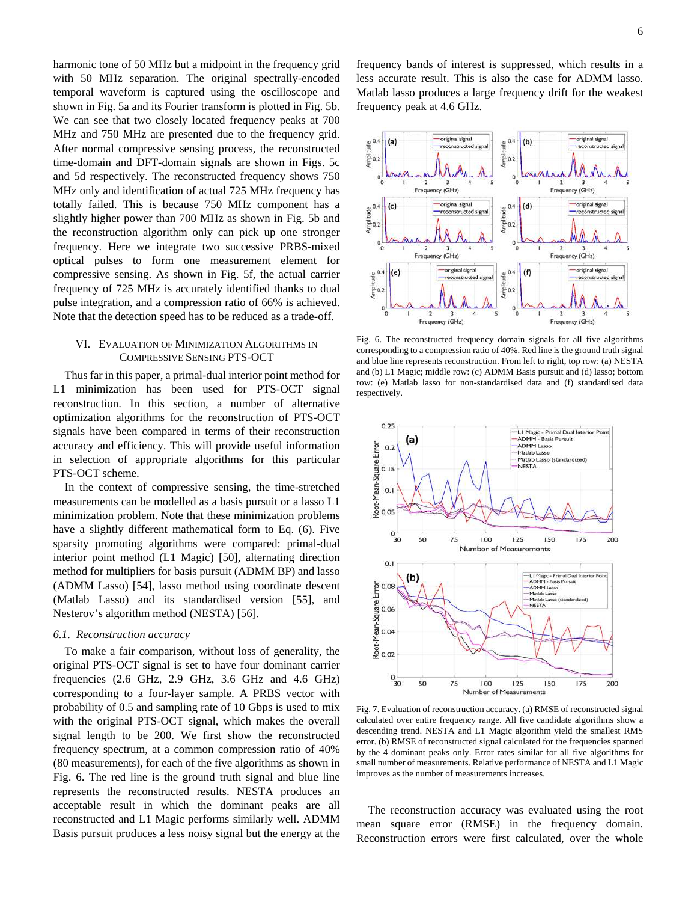harmonic tone of 50 MHz but a midpoint in the frequency grid with 50 MHz separation. The original spectrally-encoded temporal waveform is captured using the oscilloscope and shown in Fig. 5a and its Fourier transform is plotted in Fig. 5b. We can see that two closely located frequency peaks at 700 MHz and 750 MHz are presented due to the frequency grid. After normal compressive sensing process, the reconstructed time-domain and DFT-domain signals are shown in Figs. 5c and 5d respectively. The reconstructed frequency shows 750 MHz only and identification of actual 725 MHz frequency has totally failed. This is because 750 MHz component has a slightly higher power than 700 MHz as shown in Fig. 5b and the reconstruction algorithm only can pick up one stronger frequency. Here we integrate two successive PRBS-mixed optical pulses to form one measurement element for compressive sensing. As shown in Fig. 5f, the actual carrier frequency of 725 MHz is accurately identified thanks to dual pulse integration, and a compression ratio of 66% is achieved. Note that the detection speed has to be reduced as a trade-off.

## VI. Evaluation of Minimization Algorithms in Compressive Sensing PTS-OCT

Thus far in this paper, a primal-dual interior point method for L1 minimization has been used for PTS-OCT signal reconstruction. In this section, a number of alternative optimization algorithms for the reconstruction of PTS-OCT signals have been compared in terms of their reconstruction accuracy and efficiency. This will provide useful information in selection of appropriate algorithms for this particular PTS-OCT scheme.

In the context of compressive sensing, the time-stretched measurements can be modelled as a basis pursuit or a lasso L1 minimization problem. Note that these minimization problems have a slightly different mathematical form to Eq. (6). Five sparsity promoting algorithms were compared: primal-dual interior point method (L1 Magic) [50], alternating direction method for multipliers for basis pursuit (ADMM BP) and lasso (ADMM Lasso) [54], lasso method using coordinate descent (Matlab Lasso) and its standardised version [55], and Nesterov's algorithm method (NESTA) [56].

### *6.1. Reconstruction accuracy*

To make a fair comparison, without loss of generality, the original PTS-OCT signal is set to have four dominant carrier frequencies (2.6 GHz, 2.9 GHz, 3.6 GHz and 4.6 GHz) corresponding to a four-layer sample. A PRBS vector with probability of 0.5 and sampling rate of 10 Gbps is used to mix with the original PTS-OCT signal, which makes the overall signal length to be 200. We first show the reconstructed frequency spectrum, at a common compression ratio of 40% (80 measurements), for each of the five algorithms as shown in Fig. 6. The red line is the ground truth signal and blue line represents the reconstructed results. NESTA produces an acceptable result in which the dominant peaks are all reconstructed and L1 Magic performs similarly well. ADMM Basis pursuit produces a less noisy signal but the energy at the frequency bands of interest is suppressed, which results in a less accurate result. This is also the case for ADMM lasso. Matlab lasso produces a large frequency drift for the weakest frequency peak at 4.6 GHz.

Fig. 6. The reconstructed frequency domain signals for all five algorithms corresponding to a compression ratio of 40%. Red line is the ground truth signal and blue line represents reconstruction. From left to right, top row: (a) NESTA and (b) L1 Magic; middle row: (c) ADMM Basis pursuit and (d) lasso; bottom row: (e) Matlab lasso for non-standardised data and (f) standardised data respectively.

Fig. 7. Evaluation of reconstruction accuracy. (a) RMSE of reconstructed signal calculated over entire frequency range. All five candidate algorithms show a descending trend. NESTA and L1 Magic algorithm yield the smallest RMS error. (b) RMSE of reconstructed signal calculated for the frequencies spanned by the 4 dominant peaks only. Error rates similar for all five algorithms for small number of measurements. Relative performance of NESTA and L1 Magic improves as the number of measurements increases.

The reconstruction accuracy was evaluated using the root mean square error (RMSE) in the frequency domain. Reconstruction errors were first calculated, over the whole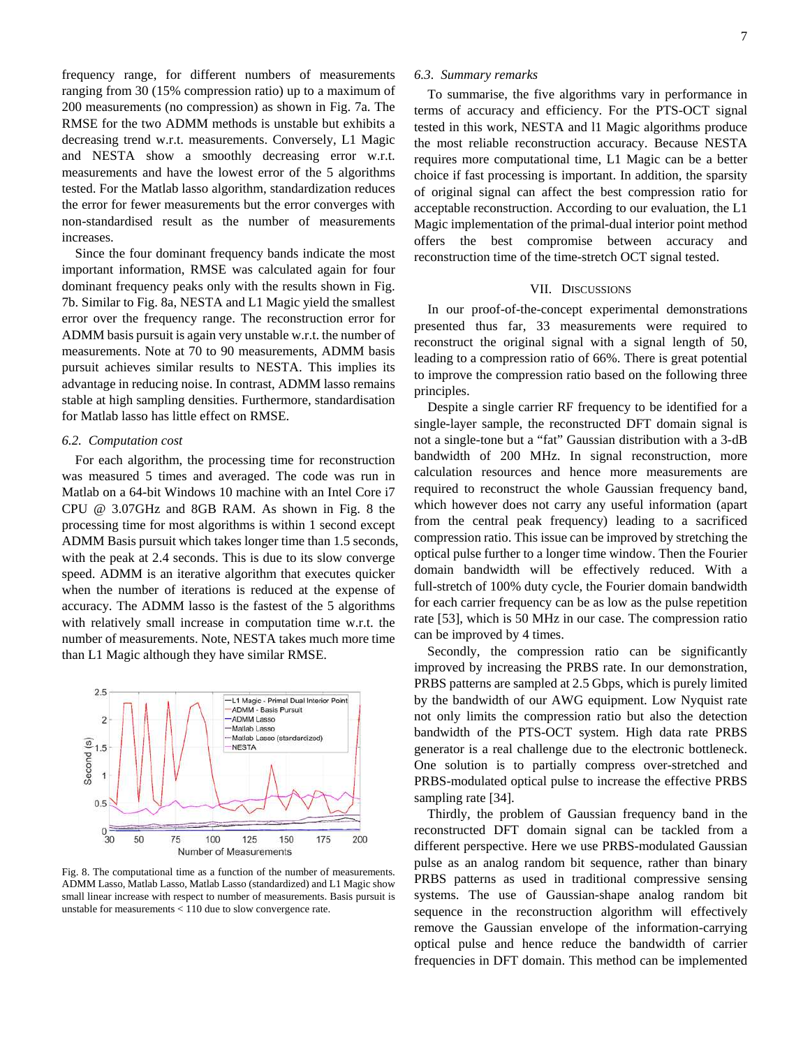frequency range, for different numbers of measurements ranging from 30 (15% compression ratio) up to a maximum of 200 measurements (no compression) as shown in Fig. 7a. The RMSE for the two ADMM methods is unstable but exhibits a decreasing trend w.r.t. measurements. Conversely, L1 Magic and NESTA show a smoothly decreasing error w.r.t. measurements and have the lowest error of the 5 algorithms tested. For the Matlab lasso algorithm, standardization reduces the error for fewer measurements but the error converges with non-standardised result as the number of measurements increases.

Since the four dominant frequency bands indicate the most important information, RMSE was calculated again for four dominant frequency peaks only with the results shown in Fig. 7b. Similar to Fig. 8a, NESTA and L1 Magic yield the smallest error over the frequency range. The reconstruction error for ADMM basis pursuit is again very unstable w.r.t. the number of measurements. Note at 70 to 90 measurements, ADMM basis pursuit achieves similar results to NESTA. This implies its advantage in reducing noise. In contrast, ADMM lasso remains stable at high sampling densities. Furthermore, standardisation for Matlab lasso has little effect on RMSE.

### 6.2. *Computation cost*

For each algorithm, the processing time for reconstruction was measured 5 times and averaged. The code was run in Matlab on a 64-bit Windows 10 machine with an Intel Core i7 CPU @ 3.07GHz and 8GB RAM. As shown in Fig. 8 the processing time for most algorithms is within 1 second except ADMM Basis pursuit which takes longer time than 1.5 seconds, with the peak at 2.4 seconds. This is due to its slow converge speed. ADMM is an iterative algorithm that executes quicker when the number of iterations is reduced at the expense of accuracy. The ADMM lasso is the fastest of the 5 algorithms with relatively small increase in computation time w.r.t. the number of measurements. Note, NESTA takes much more time than L1 Magic although they have similar RMSE.

Fig. 8. The computational time as a function of the number of measurements. ADMM Lasso, Matlab Lasso, Matlab Lasso (standardized) and L1 Magic show small linear increase with respect to number of measurements. Basis pursuit is unstable for measurements < 110 due to slow convergence rate.

### 6.3. *Summary remarks*

To summarise, the five algorithms vary in performance in terms of accuracy and efficiency. For the PTS-OCT signal tested in this work, NESTA and l1 Magic algorithms produce the most reliable reconstruction accuracy. Because NESTA requires more computational time, L1 Magic can be a better choice if fast processing is important. In addition, the sparsity of original signal can affect the best compression ratio for acceptable reconstruction. According to our evaluation, the L1 Magic implementation of the primal-dual interior point method offers the best compromise between accuracy and reconstruction time of the time-stretch OCT signal tested.

## VII. Discussions

In our proof-of-the-concept experimental demonstrations presented thus far, 33 measurements were required to reconstruct the original signal with a signal length of 50, leading to a compression ratio of 66%. There is great potential to improve the compression ratio based on the following three principles.

Despite a single carrier RF frequency to be identified for a single-layer sample, the reconstructed DFT domain signal is not a single-tone but a "fat" Gaussian distribution with a 3-dB bandwidth of 200 MHz. In signal reconstruction, more calculation resources and hence more measurements are required to reconstruct the whole Gaussian frequency band, which however does not carry any useful information (apart from the central peak frequency) leading to a sacrificed compression ratio. This issue can be improved by stretching the optical pulse further to a longer time window. Then the Fourier domain bandwidth will be effectively reduced. With a full-stretch of 100% duty cycle, the Fourier domain bandwidth for each carrier frequency can be as low as the pulse repetition rate [53], which is 50 MHz in our case. The compression ratio can be improved by 4 times.

Secondly, the compression ratio can be significantly improved by increasing the PRBS rate. In our demonstration, PRBS patterns are sampled at 2.5 Gbps, which is purely limited by the bandwidth of our AWG equipment. Low Nyquist rate not only limits the compression ratio but also the detection bandwidth of the PTS-OCT system. High data rate PRBS generator is a real challenge due to the electronic bottleneck. One solution is to partially compress over-stretched and PRBS-modulated optical pulse to increase the effective PRBS sampling rate [34].

Thirdly, the problem of Gaussian frequency band in the reconstructed DFT domain signal can be tackled from a different perspective. Here we use PRBS-modulated Gaussian pulse as an analog random bit sequence, rather than binary PRBS patterns as used in traditional compressive sensing systems. The use of Gaussian-shape analog random bit sequence in the reconstruction algorithm will effectively remove the Gaussian envelope of the information-carrying optical pulse and hence reduce the bandwidth of carrier frequencies in DFT domain. This method can be implemented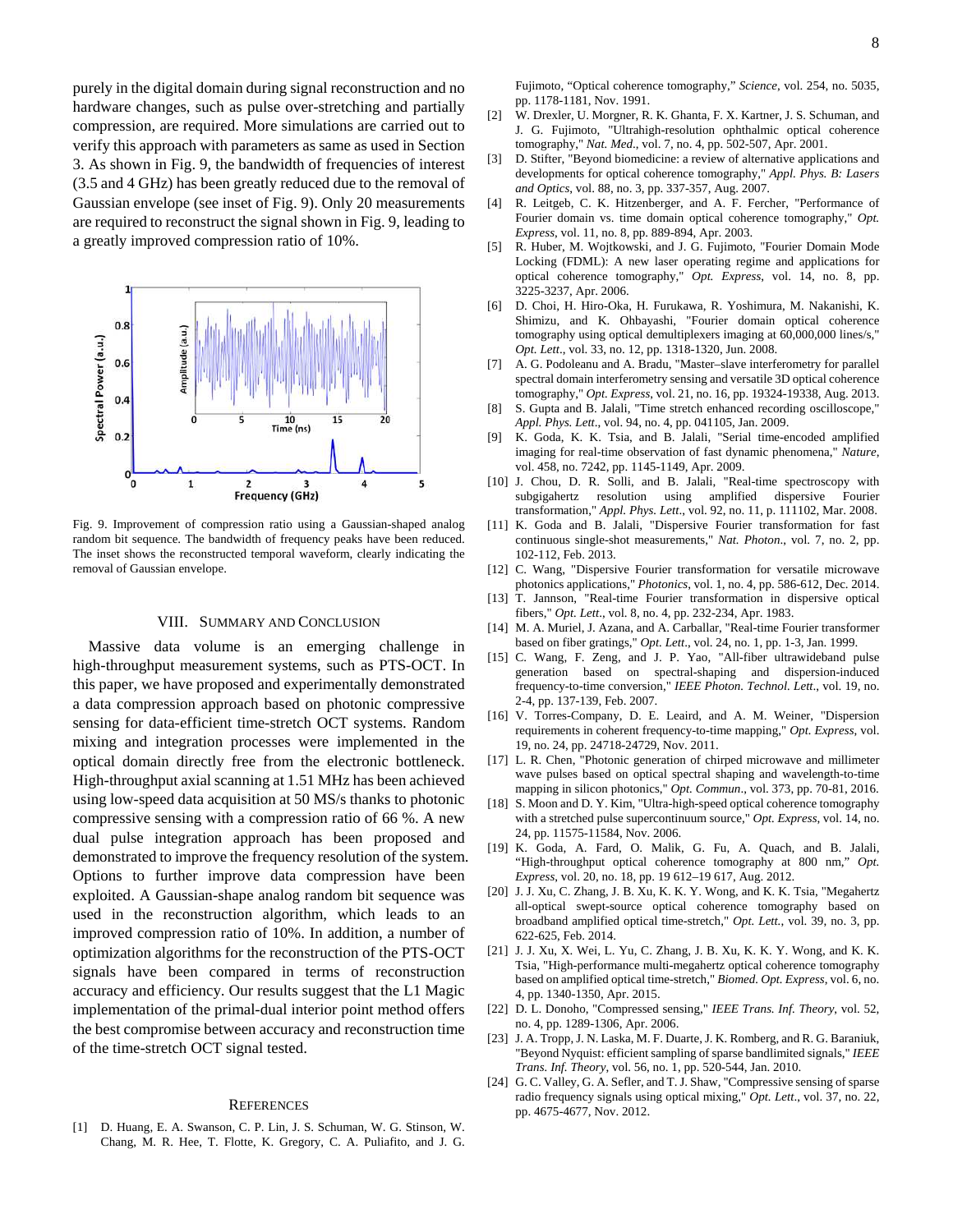purely in the digital domain during signal reconstruction and no hardware changes, such as pulse over-stretching and partially compression, are required. More simulations are carried out to verify this approach with parameters as same as used in Section 3. As shown in Fig. 9, the bandwidth of frequencies of interest (3.5 and 4 GHz) has been greatly reduced due to the removal of Gaussian envelope (see inset of Fig. 9). Only 20 measurements are required to reconstruct the signal shown in Fig. 9, leading to a greatly improved compression ratio of 10%.

Fig. 9. Improvement of compression ratio using a Gaussian-shaped analog random bit sequence. The bandwidth of frequency peaks have been reduced. The inset shows the reconstructed temporal waveform, clearly indicating the removal of Gaussian envelope.

## VIII. Summary and Conclusion

Massive data volume is an emerging challenge in high-throughput measurement systems, such as PTS-OCT. In this paper, we have proposed and experimentally demonstrated a data compression approach based on photonic compressive sensing for data-efficient time-stretch OCT systems. Random mixing and integration processes were implemented in the optical domain directly free from the electronic bottleneck. High-throughput axial scanning at 1.51 MHz has been achieved using low-speed data acquisition at 50 MS/s thanks to photonic compressive sensing with a compression ratio of 66 %. A new dual pulse integration approach has been proposed and demonstrated to improve the frequency resolution of the system. Options to further improve data compression have been exploited. A Gaussian-shape analog random bit sequence was used in the reconstruction algorithm, which leads to an improved compression ratio of 10%. In addition, a number of optimization algorithms for the reconstruction of the PTS-OCT signals have been compared in terms of reconstruction accuracy and efficiency. Our results suggest that the L1 Magic implementation of the primal-dual interior point method offers the best compromise between accuracy and reconstruction time of the time-stretch OCT signal tested.

## References

[1] D. Huang, E. A. Swanson, C. P. Lin, J. S. Schuman, W. G. Stinson, W. Chang, M. R. Hee, T. Flotte, K. Gregory, C. A. Puliafito, and J. G. Fujimoto, "Optical coherence tomography," *Science*, vol. 254, no. 5035, pp. 1178-1181, Nov. 1991.

[2] W. Drexler, U. Morgner, R. K. Ghanta, F. X. Kartner, J. S. Schuman, and J. G. Fujimoto, "Ultrahigh-resolution ophthalmic optical coherence tomography," *Nat. Med*., vol. 7, no. 4, pp. 502-507, Apr. 2001.

[3] D. Stifter, "Beyond biomedicine: a review of alternative applications and developments for optical coherence tomography," *Appl. Phys. B: Lasers and Optics*, vol. 88, no. 3, pp. 337-357, Aug. 2007.

[4] R. Leitgeb, C. K. Hitzenberger, and A. F. Fercher, "Performance of Fourier domain vs. time domain optical coherence tomography," *Opt. Express*, vol. 11, no. 8, pp. 889-894, Apr. 2003.

[5] R. Huber, M. Wojtkowski, and J. G. Fujimoto, "Fourier Domain Mode Locking (FDML): A new laser operating regime and applications for optical coherence tomography," *Opt. Express*, vol. 14, no. 8, pp. 3225-3237, Apr. 2006.

[6] D. Choi, H. Hiro-Oka, H. Furukawa, R. Yoshimura, M. Nakanishi, K. Shimizu, and K. Ohbayashi, "Fourier domain optical coherence tomography using optical demultiplexers imaging at 60,000,000 lines/s," *Opt. Lett*., vol. 33, no. 12, pp. 1318-1320, Jun. 2008.

[7] A. G. Podoleanu and A. Bradu, "Master–slave interferometry for parallel spectral domain interferometry sensing and versatile 3D optical coherence tomography," *Opt. Express*, vol. 21, no. 16, pp. 19324-19338, Aug. 2013.

[8] S. Gupta and B. Jalali, "Time stretch enhanced recording oscilloscope," *Appl. Phys. Lett*., vol. 94, no. 4, pp. 041105, Jan. 2009.

[9] K. Goda, K. K. Tsia, and B. Jalali, "Serial time-encoded amplified imaging for real-time observation of fast dynamic phenomena," *Nature*, vol. 458, no. 7242, pp. 1145-1149, Apr. 2009.

[10] J. Chou, D. R. Solli, and B. Jalali, "Real-time spectroscopy with subgigahertz resolution using amplified dispersive Fourier transformation," *Appl. Phys. Lett*., vol. 92, no. 11, p. 111102, Mar. 2008.

[11] K. Goda and B. Jalali, "Dispersive Fourier transformation for fast continuous single-shot measurements," *Nat. Photon*., vol. 7, no. 2, pp. 102-112, Feb. 2013.

[12] C. Wang, "Dispersive Fourier transformation for versatile microwave photonics applications," *Photonics*, vol. 1, no. 4, pp. 586-612, Dec. 2014.

[13] T. Jannson, "Real-time Fourier transformation in dispersive optical fibers," *Opt. Lett*., vol. 8, no. 4, pp. 232-234, Apr. 1983.

[14] M. A. Muriel, J. Azana, and A. Carballar, "Real-time Fourier transformer based on fiber gratings," *Opt. Lett*., vol. 24, no. 1, pp. 1-3, Jan. 1999.

[15] C. Wang, F. Zeng, and J. P. Yao, "All-fiber ultrawideband pulse generation based on spectral-shaping and dispersion-induced frequency-to-time conversion," *IEEE Photon. Technol. Lett*., vol. 19, no. 2-4, pp. 137-139, Feb. 2007.

[16] V. Torres-Company, D. E. Leaird, and A. M. Weiner, "Dispersion requirements in coherent frequency-to-time mapping," *Opt. Express*, vol. 19, no. 24, pp. 24718-24729, Nov. 2011.

[17] L. R. Chen, "Photonic generation of chirped microwave and millimeter wave pulses based on optical spectral shaping and wavelength-to-time mapping in silicon photonics," *Opt. Commun*., vol. 373, pp. 70-81, 2016.

[18] S. Moon and D. Y. Kim, "Ultra-high-speed optical coherence tomography with a stretched pulse supercontinuum source," *Opt. Express*, vol. 14, no. 24, pp. 11575-11584, Nov. 2006.

[19] K. Goda, A. Fard, O. Malik, G. Fu, A. Quach, and B. Jalali, "High-throughput optical coherence tomography at 800 nm," *Opt. Express*, vol. 20, no. 18, pp. 19 612–19 617, Aug. 2012.

[20] J. J. Xu, C. Zhang, J. B. Xu, K. K. Y. Wong, and K. K. Tsia, "Megahertz all-optical swept-source optical coherence tomography based on broadband amplified optical time-stretch," *Opt. Lett.*, vol. 39, no. 3, pp. 622-625, Feb. 2014.

[21] J. J. Xu, X. Wei, L. Yu, C. Zhang, J. B. Xu, K. K. Y. Wong, and K. K. Tsia, "High-performance multi-megahertz optical coherence tomography based on amplified optical time-stretch," *Biomed. Opt. Express*, vol. 6, no. 4, pp. 1340-1350, Apr. 2015.

[22] D. L. Donoho, "Compressed sensing," *IEEE Trans. Inf. Theory*, vol. 52, no. 4, pp. 1289-1306, Apr. 2006.

[23] J. A. Tropp, J. N. Laska, M. F. Duarte, J. K. Romberg, and R. G. Baraniuk, "Beyond Nyquist: efficient sampling of sparse bandlimited signals," *IEEE Trans. Inf. Theory*, vol. 56, no. 1, pp. 520-544, Jan. 2010.

[24] G. C. Valley, G. A. Sefler, and T. J. Shaw, "Compressive sensing of sparse radio frequency signals using optical mixing," *Opt. Lett*., vol. 37, no. 22, pp. 4675-4677, Nov. 2012.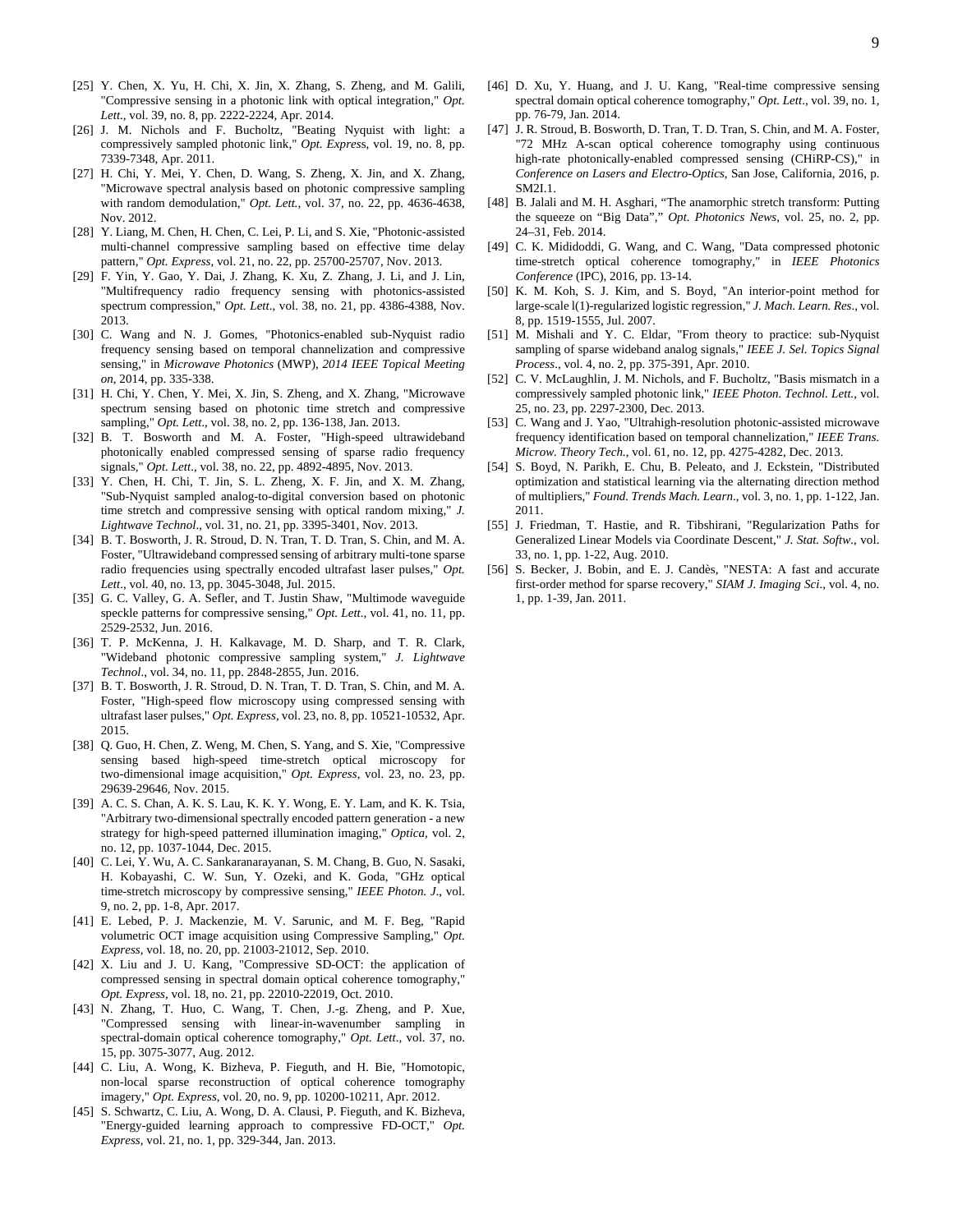[25] Y. Chen, X. Yu, H. Chi, X. Jin, X. Zhang, S. Zheng, and M. Galili, "Compressive sensing in a photonic link with optical integration," *Opt. Lett.*, vol. 39, no. 8, pp. 2222-2224, Apr. 2014.

[26] J. M. Nichols and F. Bucholtz, "Beating Nyquist with light: a compressively sampled photonic link," *Opt. Express*, vol. 19, no. 8, pp. 7339-7348, Apr. 2011.

[27] H. Chi, Y. Mei, Y. Chen, D. Wang, S. Zheng, X. Jin, and X. Zhang, "Microwave spectral analysis based on photonic compressive sampling with random demodulation," *Opt. Lett.*, vol. 37, no. 22, pp. 4636-4638, Nov. 2012.

[28] Y. Liang, M. Chen, H. Chen, C. Lei, P. Li, and S. Xie, "Photonic-assisted multi-channel compressive sampling based on effective time delay pattern," *Opt. Express*, vol. 21, no. 22, pp. 25700-25707, Nov. 2013.

[29] F. Yin, Y. Gao, Y. Dai, J. Zhang, K. Xu, Z. Zhang, J. Li, and J. Lin, "Multifrequency radio frequency sensing with photonics-assisted spectrum compression," *Opt. Lett*., vol. 38, no. 21, pp. 4386-4388, Nov. 2013.

[30] C. Wang and N. J. Gomes, "Photonics-enabled sub-Nyquist radio frequency sensing based on temporal channelization and compressive sensing," in *Microwave Photonics* (MWP), *2014 IEEE Topical Meeting on*, 2014, pp. 335-338.

[31] H. Chi, Y. Chen, Y. Mei, X. Jin, S. Zheng, and X. Zhang, "Microwave spectrum sensing based on photonic time stretch and compressive sampling," *Opt. Lett*., vol. 38, no. 2, pp. 136-138, Jan. 2013.

[32] B. T. Bosworth and M. A. Foster, "High-speed ultrawideband photonically enabled compressed sensing of sparse radio frequency signals," *Opt. Lett*., vol. 38, no. 22, pp. 4892-4895, Nov. 2013.

[33] Y. Chen, H. Chi, T. Jin, S. L. Zheng, X. F. Jin, and X. M. Zhang, "Sub-Nyquist sampled analog-to-digital conversion based on photonic time stretch and compressive sensing with optical random mixing," *J. Lightwave Technol*., vol. 31, no. 21, pp. 3395-3401, Nov. 2013.

[34] B. T. Bosworth, J. R. Stroud, D. N. Tran, T. D. Tran, S. Chin, and M. A. Foster, "Ultrawideband compressed sensing of arbitrary multi-tone sparse radio frequencies using spectrally encoded ultrafast laser pulses," *Opt. Lett*., vol. 40, no. 13, pp. 3045-3048, Jul. 2015.

[35] G. C. Valley, G. A. Sefler, and T. Justin Shaw, "Multimode waveguide speckle patterns for compressive sensing," *Opt. Lett.*, vol. 41, no. 11, pp. 2529-2532, Jun. 2016.

[36] T. P. McKenna, J. H. Kalkavage, M. D. Sharp, and T. R. Clark, "Wideband photonic compressive sampling system," *J. Lightwave Technol*., vol. 34, no. 11, pp. 2848-2855, Jun. 2016.

[37] B. T. Bosworth, J. R. Stroud, D. N. Tran, T. D. Tran, S. Chin, and M. A. Foster, "High-speed flow microscopy using compressed sensing with ultrafast laser pulses," *Opt. Express*, vol. 23, no. 8, pp. 10521-10532, Apr. 2015.

[38] Q. Guo, H. Chen, Z. Weng, M. Chen, S. Yang, and S. Xie, "Compressive sensing based high-speed time-stretch optical microscopy for two-dimensional image acquisition," *Opt. Express*, vol. 23, no. 23, pp. 29639-29646, Nov. 2015.

[39] A. C. S. Chan, A. K. S. Lau, K. K. Y. Wong, E. Y. Lam, and K. K. Tsia, "Arbitrary two-dimensional spectrally encoded pattern generation - a new strategy for high-speed patterned illumination imaging," *Optica*, vol. 2, no. 12, pp. 1037-1044, Dec. 2015.

[40] C. Lei, Y. Wu, A. C. Sankaranarayanan, S. M. Chang, B. Guo, N. Sasaki, H. Kobayashi, C. W. Sun, Y. Ozeki, and K. Goda, "GHz optical time-stretch microscopy by compressive sensing," *IEEE Photon. J*., vol. 9, no. 2, pp. 1-8, Apr. 2017.

[41] E. Lebed, P. J. Mackenzie, M. V. Sarunic, and M. F. Beg, "Rapid volumetric OCT image acquisition using Compressive Sampling," *Opt. Express*, vol. 18, no. 20, pp. 21003-21012, Sep. 2010.

[42] X. Liu and J. U. Kang, "Compressive SD-OCT: the application of compressed sensing in spectral domain optical coherence tomography," *Opt. Express*, vol. 18, no. 21, pp. 22010-22019, Oct. 2010.

[43] N. Zhang, T. Huo, C. Wang, T. Chen, J.-g. Zheng, and P. Xue, "Compressed sensing with linear-in-wavenumber sampling in spectral-domain optical coherence tomography," *Opt. Lett*., vol. 37, no. 15, pp. 3075-3077, Aug. 2012.

[44] C. Liu, A. Wong, K. Bizheva, P. Fieguth, and H. Bie, "Homotopic, non-local sparse reconstruction of optical coherence tomography imagery," *Opt. Express*, vol. 20, no. 9, pp. 10200-10211, Apr. 2012.

[45] S. Schwartz, C. Liu, A. Wong, D. A. Clausi, P. Fieguth, and K. Bizheva, "Energy-guided learning approach to compressive FD-OCT," *Opt. Express*, vol. 21, no. 1, pp. 329-344, Jan. 2013.

[46] D. Xu, Y. Huang, and J. U. Kang, "Real-time compressive sensing spectral domain optical coherence tomography," *Opt. Lett*., vol. 39, no. 1, pp. 76-79, Jan. 2014.

[47] J. R. Stroud, B. Bosworth, D. Tran, T. D. Tran, S. Chin, and M. A. Foster, "72 MHz A-scan optical coherence tomography using continuous high-rate photonically-enabled compressed sensing (CHiRP-CS)," in *Conference on Lasers and Electro-Optics*, San Jose, California, 2016, p. SM2I.1.

[48] B. Jalali and M. H. Asghari, "The anamorphic stretch transform: Putting the squeeze on "Big Data"," *Opt. Photonics News*, vol. 25, no. 2, pp. 24–31, Feb. 2014.

[49] C. K. Mididoddi, G. Wang, and C. Wang, "Data compressed photonic time-stretch optical coherence tomography," in *IEEE Photonics Conference* (IPC), 2016, pp. 13-14.

[50] K. M. Koh, S. J. Kim, and S. Boyd, "An interior-point method for large-scale l(1)-regularized logistic regression," *J. Mach. Learn. Res*., vol. 8, pp. 1519-1555, Jul. 2007.

[51] M. Mishali and Y. C. Eldar, "From theory to practice: sub-Nyquist sampling of sparse wideband analog signals," *IEEE J. Sel. Topics Signal Process*., vol. 4, no. 2, pp. 375-391, Apr. 2010.

[52] C. V. McLaughlin, J. M. Nichols, and F. Bucholtz, "Basis mismatch in a compressively sampled photonic link," *IEEE Photon. Technol. Lett.*, vol. 25, no. 23, pp. 2297-2300, Dec. 2013.

[53] C. Wang and J. Yao, "Ultrahigh-resolution photonic-assisted microwave frequency identification based on temporal channelization," *IEEE Trans. Microw. Theory Tech.*, vol. 61, no. 12, pp. 4275-4282, Dec. 2013.

[54] S. Boyd, N. Parikh, E. Chu, B. Peleato, and J. Eckstein, "Distributed optimization and statistical learning via the alternating direction method of multipliers," *Found. Trends Mach. Learn*., vol. 3, no. 1, pp. 1-122, Jan. 2011.

[55] J. Friedman, T. Hastie, and R. Tibshirani, "Regularization Paths for Generalized Linear Models via Coordinate Descent," *J. Stat. Softw*., vol. 33, no. 1, pp. 1-22, Aug. 2010.

[56] S. Becker, J. Bobin, and E. J. Candès, "NESTA: A fast and accurate first-order method for sparse recovery," *SIAM J. Imaging Sci*., vol. 4, no. 1, pp. 1-39, Jan. 2011.